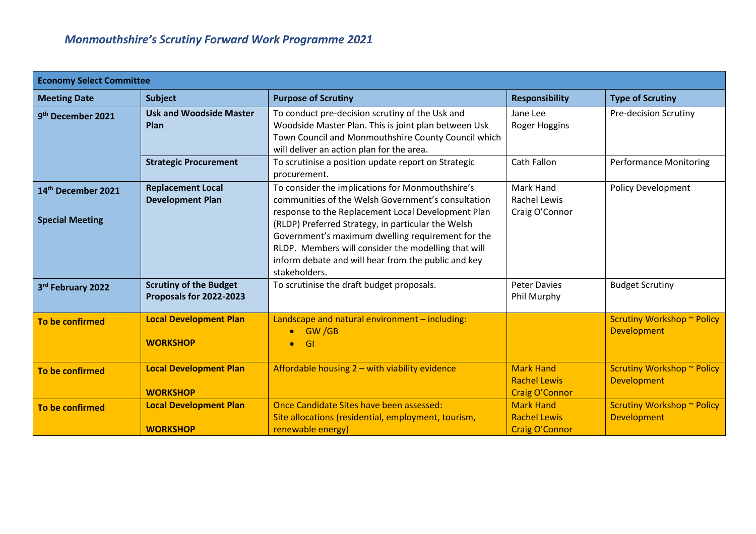# *Monmouthshire's Scrutiny Forward Work Programme 2021*

| Economy Select Committee | | | | |
|---|---|---|---|---|
| **Meeting Date** | **Subject** | **Purpose of Scrutiny** | **Responsibility** | **Type of Scrutiny** |
| **9th December 2021** | **Usk and Woodside Master Plan** | To conduct pre-decision scrutiny of the Usk and Woodside Master Plan. This is joint plan between Usk Town Council and Monmouthshire County Council which will deliver an action plan for the area. | Jane Lee<br>Roger Hoggins | Pre-decision Scrutiny |
| | **Strategic Procurement** | To scrutinise a position update report on Strategic procurement. | Cath Fallon | Performance Monitoring |
| **14th December 2021**<br><br>**Special Meeting** | **Replacement Local Development Plan** | To consider the implications for Monmouthshire's communities of the Welsh Government's consultation response to the Replacement Local Development Plan (RLDP) Preferred Strategy, in particular the Welsh Government's maximum dwelling requirement for the RLDP. Members will consider the modelling that will inform debate and will hear from the public and key stakeholders. | Mark Hand<br>Rachel Lewis<br>Craig O'Connor | Policy Development |
| **3rd February 2022** | **Scrutiny of the Budget Proposals for 2022-2023** | To scrutinise the draft budget proposals. | Peter Davies<br>Phil Murphy | Budget Scrutiny |
| **To be confirmed** | **Local Development Plan**<br><br>**WORKSHOP** | Landscape and natural environment – including:<br>• GW /GB<br>• GI | | Scrutiny Workshop ~ Policy Development |
| **To be confirmed** | **Local Development Plan**<br><br>**WORKSHOP** | Affordable housing 2 – with viability evidence | Mark Hand<br>Rachel Lewis<br>Craig O'Connor | Scrutiny Workshop ~ Policy Development |
| **To be confirmed** | **Local Development Plan**<br><br>**WORKSHOP** | Once Candidate Sites have been assessed:<br>Site allocations (residential, employment, tourism, renewable energy) | Mark Hand<br>Rachel Lewis<br>Craig O'Connor | Scrutiny Workshop ~ Policy Development |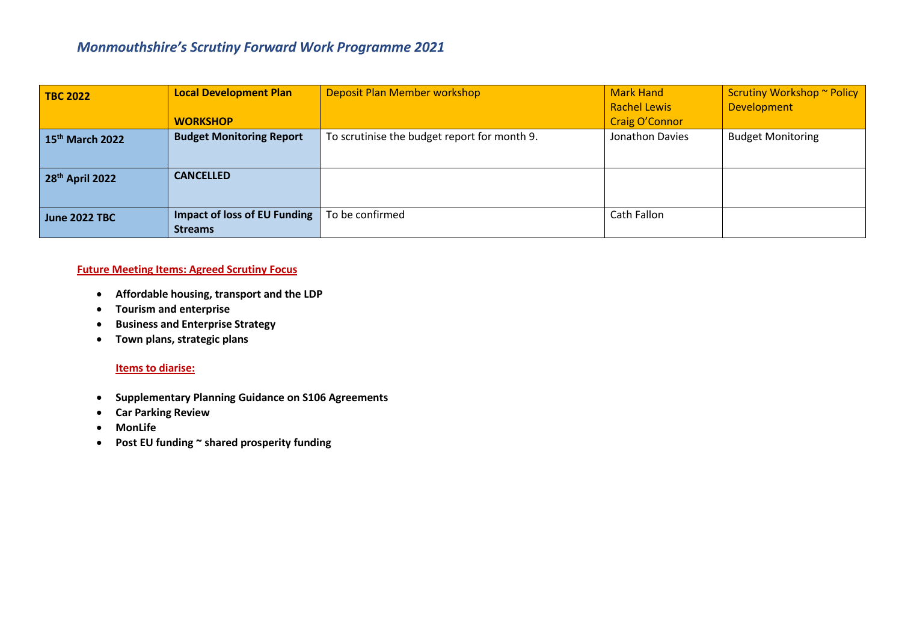## *Monmouthshire's Scrutiny Forward Work Programme 2021*

| | | | | |
|---|---|---|---|---|
| **TBC 2022** | **Local Development Plan** **WORKSHOP** | Deposit Plan Member workshop | Mark Hand Rachel Lewis Craig O'Connor | Scrutiny Workshop ~ Policy Development |
| **15th March 2022** | **Budget Monitoring Report** | To scrutinise the budget report for month 9. | Jonathon Davies | Budget Monitoring |
| **28th April 2022** | **CANCELLED** | | | |
| **June 2022 TBC** | **Impact of loss of EU Funding Streams** | To be confirmed | Cath Fallon | |

**Future Meeting Items: Agreed Scrutiny Focus**

- **Affordable housing, transport and the LDP**
- **Tourism and enterprise**
- **Business and Enterprise Strategy**
- **Town plans, strategic plans**

**Items to diarise:**

- **Supplementary Planning Guidance on S106 Agreements**
- **Car Parking Review**
- **MonLife**
- **Post EU funding ~ shared prosperity funding**